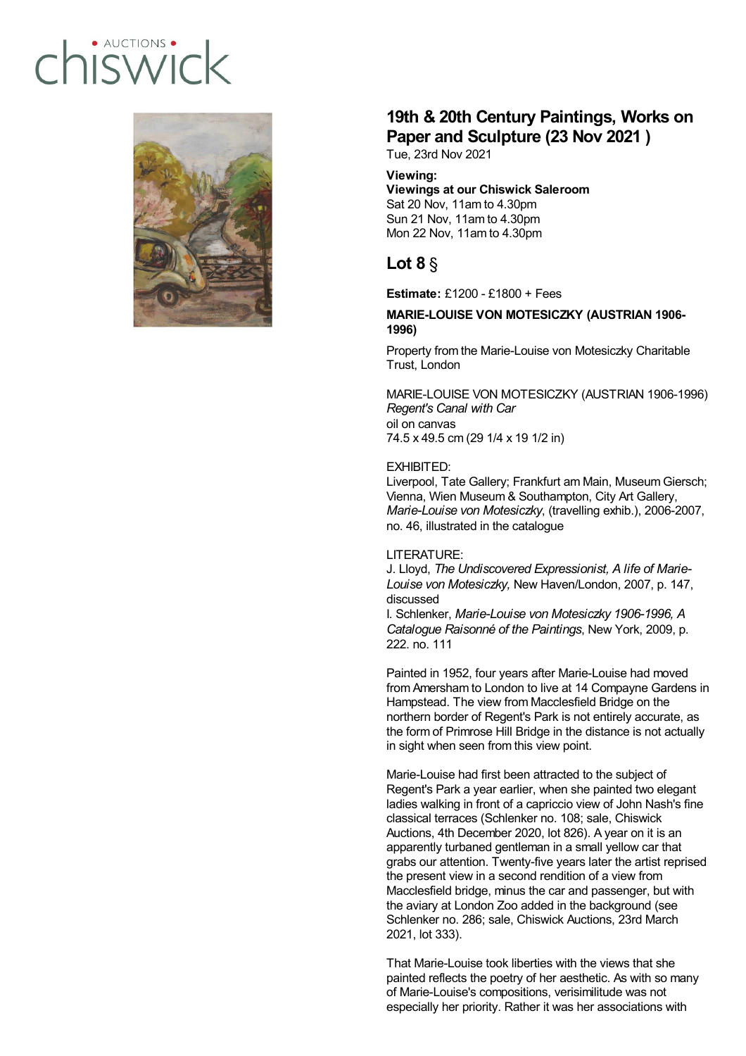# 19th & 20th Century Paintings, Works on Paper and Sculpture (23 Nov 2021 )

Tue, 23rd Nov 2021

**Viewing:**
**Viewings at our Chiswick Saleroom**
Sat 20 Nov, 11am to 4.30pm
Sun 21 Nov, 11am to 4.30pm
Mon 22 Nov, 11am to 4.30pm

## Lot 8 §

**Estimate:** £1200 - £1800 + Fees

**MARIE-LOUISE VON MOTESICZKY (AUSTRIAN 1906-1996)**

Property from the Marie-Louise von Motesiczky Charitable Trust, London

MARIE-LOUISE VON MOTESICZKY (AUSTRIAN 1906-1996)
*Regent's Canal with Car*
oil on canvas
74.5 x 49.5 cm (29 1/4 x 19 1/2 in)

EXHIBITED:
Liverpool, Tate Gallery; Frankfurt am Main, Museum Giersch; Vienna, Wien Museum & Southampton, City Art Gallery, *Marie-Louise von Motesiczky*, (travelling exhib.), 2006-2007, no. 46, illustrated in the catalogue

LITERATURE:
J. Lloyd, *The Undiscovered Expressionist, A life of Marie-Louise von Motesiczky,* New Haven/London, 2007, p. 147, discussed
I. Schlenker, *Marie-Louise von Motesiczky 1906-1996, A Catalogue Raisonné of the Paintings*, New York, 2009, p. 222. no. 111

Painted in 1952, four years after Marie-Louise had moved from Amersham to London to live at 14 Compayne Gardens in Hampstead. The view from Macclesfield Bridge on the northern border of Regent's Park is not entirely accurate, as the form of Primrose Hill Bridge in the distance is not actually in sight when seen from this view point.

Marie-Louise had first been attracted to the subject of Regent's Park a year earlier, when she painted two elegant ladies walking in front of a capriccio view of John Nash's fine classical terraces (Schlenker no. 108; sale, Chiswick Auctions, 4th December 2020, lot 826). A year on it is an apparently turbaned gentleman in a small yellow car that grabs our attention. Twenty-five years later the artist reprised the present view in a second rendition of a view from Macclesfield bridge, minus the car and passenger, but with the aviary at London Zoo added in the background (see Schlenker no. 286; sale, Chiswick Auctions, 23rd March 2021, lot 333).

That Marie-Louise took liberties with the views that she painted reflects the poetry of her aesthetic. As with so many of Marie-Louise's compositions, verisimilitude was not especially her priority. Rather it was her associations with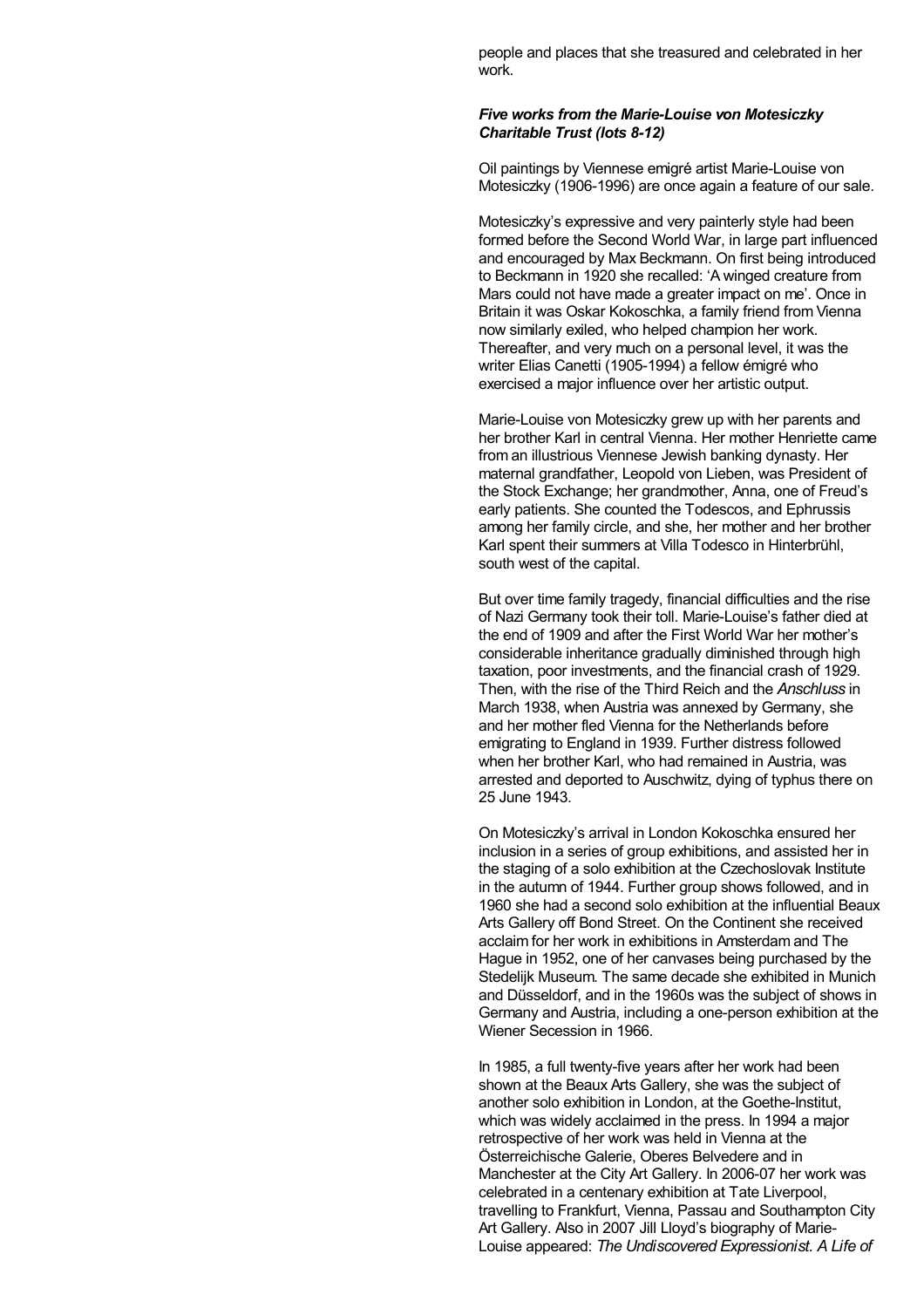people and places that she treasured and celebrated in her work.

***Five works from the Marie-Louise von Motesiczky Charitable Trust (lots 8-12)***

Oil paintings by Viennese emigré artist Marie-Louise von Motesiczky (1906-1996) are once again a feature of our sale.

Motesiczky's expressive and very painterly style had been formed before the Second World War, in large part influenced and encouraged by Max Beckmann. On first being introduced to Beckmann in 1920 she recalled: 'A winged creature from Mars could not have made a greater impact on me'. Once in Britain it was Oskar Kokoschka, a family friend from Vienna now similarly exiled, who helped champion her work. Thereafter, and very much on a personal level, it was the writer Elias Canetti (1905-1994) a fellow émigré who exercised a major influence over her artistic output.

Marie-Louise von Motesiczky grew up with her parents and her brother Karl in central Vienna. Her mother Henriette came from an illustrious Viennese Jewish banking dynasty. Her maternal grandfather, Leopold von Lieben, was President of the Stock Exchange; her grandmother, Anna, one of Freud's early patients. She counted the Todescos, and Ephrussis among her family circle, and she, her mother and her brother Karl spent their summers at Villa Todesco in Hinterbrühl, south west of the capital.

But over time family tragedy, financial difficulties and the rise of Nazi Germany took their toll. Marie-Louise's father died at the end of 1909 and after the First World War her mother's considerable inheritance gradually diminished through high taxation, poor investments, and the financial crash of 1929. Then, with the rise of the Third Reich and the *Anschluss* in March 1938, when Austria was annexed by Germany, she and her mother fled Vienna for the Netherlands before emigrating to England in 1939. Further distress followed when her brother Karl, who had remained in Austria, was arrested and deported to Auschwitz, dying of typhus there on 25 June 1943.

On Motesiczky's arrival in London Kokoschka ensured her inclusion in a series of group exhibitions, and assisted her in the staging of a solo exhibition at the Czechoslovak Institute in the autumn of 1944. Further group shows followed, and in 1960 she had a second solo exhibition at the influential Beaux Arts Gallery off Bond Street. On the Continent she received acclaim for her work in exhibitions in Amsterdam and The Hague in 1952, one of her canvases being purchased by the Stedelijk Museum. The same decade she exhibited in Munich and Düsseldorf, and in the 1960s was the subject of shows in Germany and Austria, including a one-person exhibition at the Wiener Secession in 1966.

In 1985, a full twenty-five years after her work had been shown at the Beaux Arts Gallery, she was the subject of another solo exhibition in London, at the Goethe-Institut, which was widely acclaimed in the press. In 1994 a major retrospective of her work was held in Vienna at the Österreichische Galerie, Oberes Belvedere and in Manchester at the City Art Gallery. In 2006-07 her work was celebrated in a centenary exhibition at Tate Liverpool, travelling to Frankfurt, Vienna, Passau and Southampton City Art Gallery. Also in 2007 Jill Lloyd's biography of Marie-Louise appeared: *The Undiscovered Expressionist. A Life of*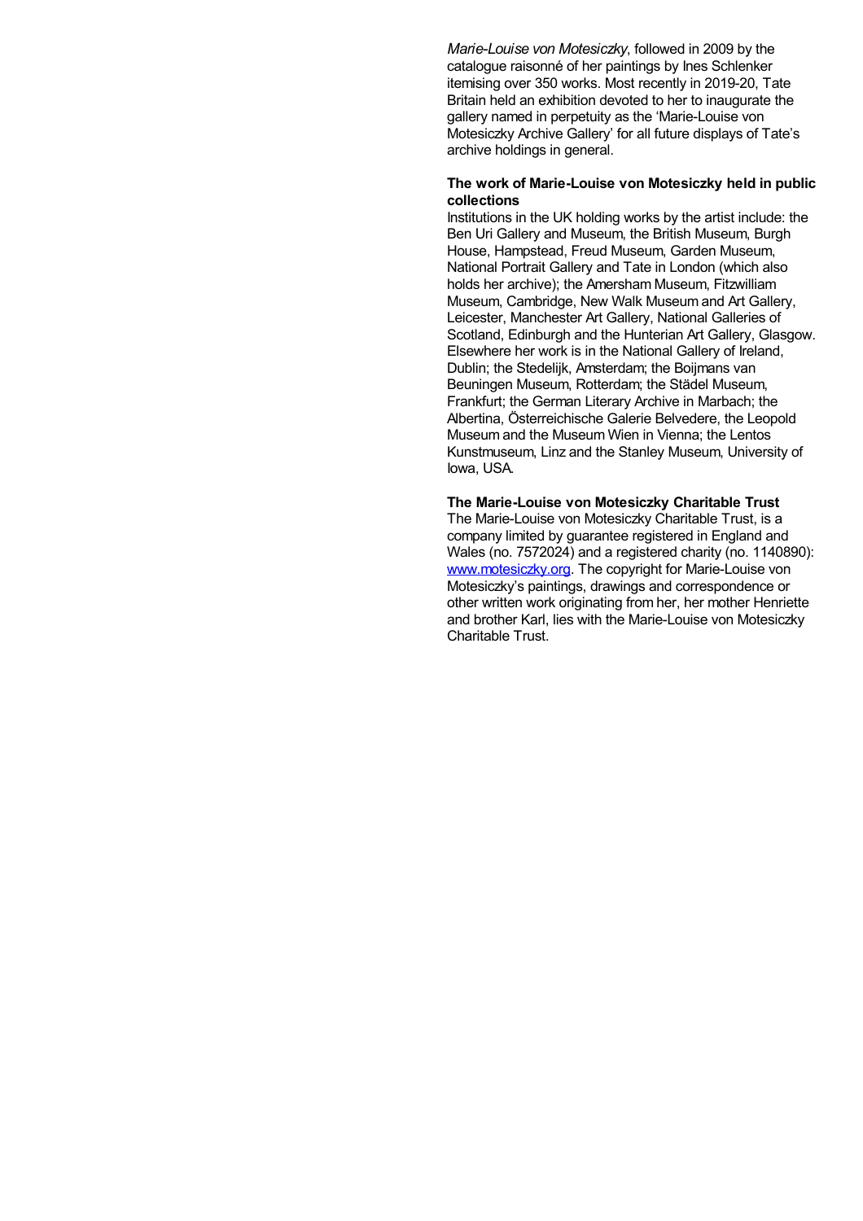*Marie-Louise von Motesiczky*, followed in 2009 by the catalogue raisonné of her paintings by Ines Schlenker itemising over 350 works. Most recently in 2019-20, Tate Britain held an exhibition devoted to her to inaugurate the gallery named in perpetuity as the 'Marie-Louise von Motesiczky Archive Gallery' for all future displays of Tate's archive holdings in general.

**The work of Marie-Louise von Motesiczky held in public collections**

Institutions in the UK holding works by the artist include: the Ben Uri Gallery and Museum, the British Museum, Burgh House, Hampstead, Freud Museum, Garden Museum, National Portrait Gallery and Tate in London (which also holds her archive); the Amersham Museum, Fitzwilliam Museum, Cambridge, New Walk Museum and Art Gallery, Leicester, Manchester Art Gallery, National Galleries of Scotland, Edinburgh and the Hunterian Art Gallery, Glasgow. Elsewhere her work is in the National Gallery of Ireland, Dublin; the Stedelijk, Amsterdam; the Boijmans van Beuningen Museum, Rotterdam; the Städel Museum, Frankfurt; the German Literary Archive in Marbach; the Albertina, Österreichische Galerie Belvedere, the Leopold Museum and the Museum Wien in Vienna; the Lentos Kunstmuseum, Linz and the Stanley Museum, University of Iowa, USA.

**The Marie-Louise von Motesiczky Charitable Trust**

The Marie-Louise von Motesiczky Charitable Trust, is a company limited by guarantee registered in England and Wales (no. 7572024) and a registered charity (no. 1140890): [www.motesiczky.org](http://www.motesiczky.org). The copyright for Marie-Louise von Motesiczky's paintings, drawings and correspondence or other written work originating from her, her mother Henriette and brother Karl, lies with the Marie-Louise von Motesiczky Charitable Trust.